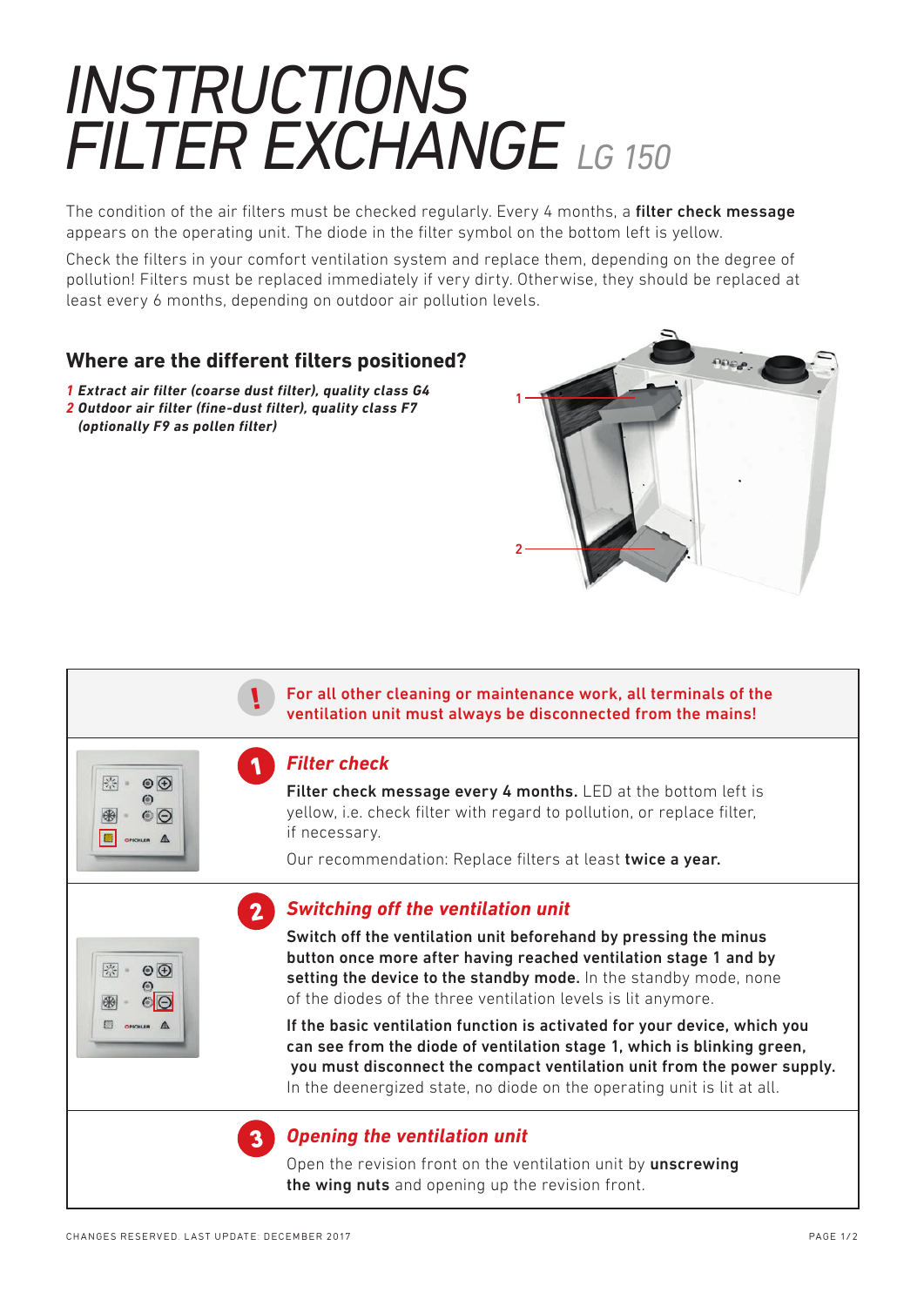# INSTRUCTIONS FILTER EXCHANGE LG 150

The condition of the air filters must be checked regularly. Every 4 months, a **filter check message** appears on the operating unit. The diode in the filter symbol on the bottom left is yellow.

Check the filters in your comfort ventilation system and replace them, depending on the degree of pollution! Filters must be replaced immediately if very dirty. Otherwise, they should be replaced at least every 6 months, depending on outdoor air pollution levels.

## Where are the different filters positioned?

*1* ***Extract air filter (coarse dust filter), quality class G4***
*2* ***Outdoor air filter (fine-dust filter), quality class F7 (optionally F9 as pollen filter)***

1

2

**!** **For all other cleaning or maintenance work, all terminals of the ventilation unit must always be disconnected from the mains!**

### 1 *Filter check*

**Filter check message every 4 months.** LED at the bottom left is yellow, i.e. check filter with regard to pollution, or replace filter, if necessary.

Our recommendation: Replace filters at least **twice a year.**

### 2 *Switching off the ventilation unit*

**Switch off the ventilation unit beforehand by pressing the minus button once more after having reached ventilation stage 1 and by setting the device to the standby mode.** In the standby mode, none of the diodes of the three ventilation levels is lit anymore.

**If the basic ventilation function is activated for your device, which you can see from the diode of ventilation stage 1, which is blinking green, you must disconnect the compact ventilation unit from the power supply.** In the deenergized state, no diode on the operating unit is lit at all.

### 3 *Opening the ventilation unit*

Open the revision front on the ventilation unit by **unscrewing the wing nuts** and opening up the revision front.

CHANGES RESERVED. LAST UPDATE: DECEMBER 2017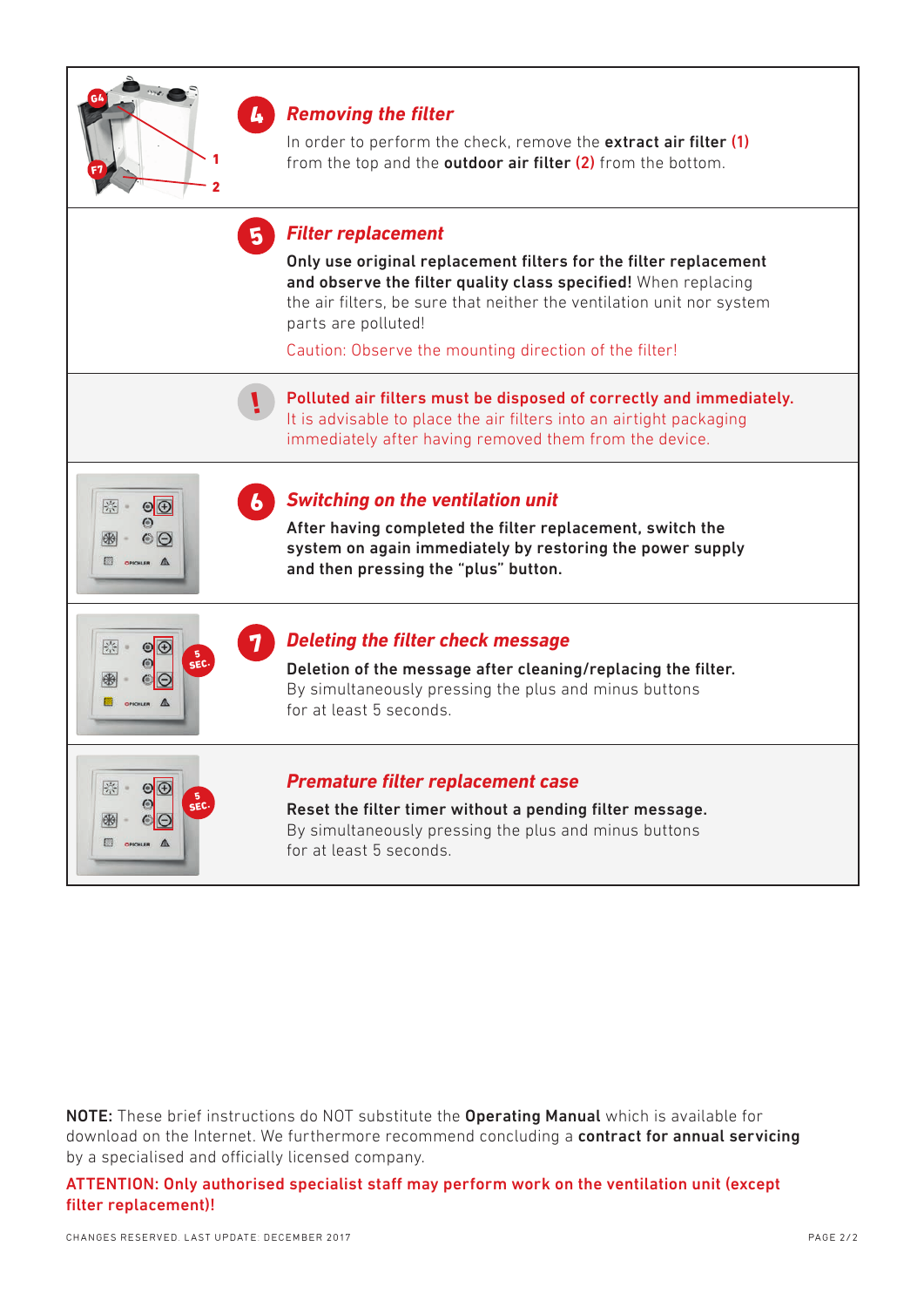## 4 Removing the filter

In order to perform the check, remove the **extract air filter (1)** from the top and the **outdoor air filter (2)** from the bottom.

## 5 Filter replacement

**Only use original replacement filters for the filter replacement and observe the filter quality class specified!** When replacing the air filters, be sure that neither the ventilation unit nor system parts are polluted!

Caution: Observe the mounting direction of the filter!

**! Polluted air filters must be disposed of correctly and immediately.**
It is advisable to place the air filters into an airtight packaging immediately after having removed them from the device.

## 6 Switching on the ventilation unit

**After having completed the filter replacement, switch the system on again immediately by restoring the power supply and then pressing the "plus" button.**

## 7 Deleting the filter check message

**Deletion of the message after cleaning/replacing the filter.**
By simultaneously pressing the plus and minus buttons for at least 5 seconds.

## Premature filter replacement case

**Reset the filter timer without a pending filter message.**
By simultaneously pressing the plus and minus buttons for at least 5 seconds.

**NOTE:** These brief instructions do NOT substitute the **Operating Manual** which is available for download on the Internet. We furthermore recommend concluding a **contract for annual servicing** by a specialised and officially licensed company.

**ATTENTION: Only authorised specialist staff may perform work on the ventilation unit (except filter replacement)!**

CHANGES RESERVED. LAST UPDATE: DECEMBER 2017